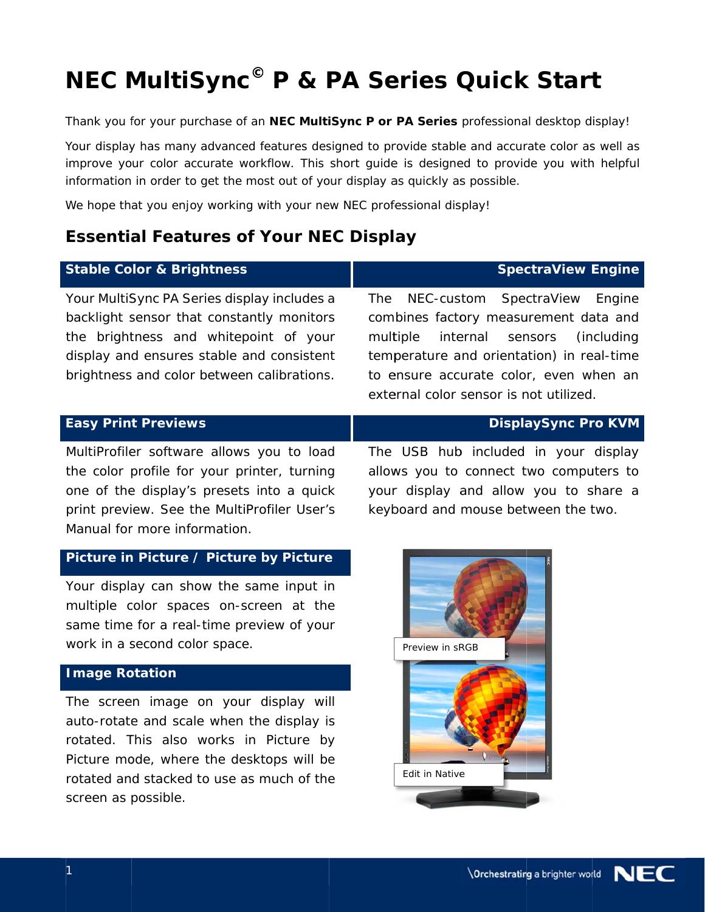# NEC MultiSync© P & PA Series Quick Start

Thank you for your purchase of an **NEC MultiSync P or PA Series** professional desktop display!

Your display has many advanced features designed to provide stable and accurate color as well as improve your color accurate workflow. This short guide is designed to provide you with helpful information in order to get the most out of your display as quickly as possible.

We hope that you enjoy working with your new NEC professional display!

## Essential Features of Your NEC Display

### Stable Color & Brightness

Your MultiSync PA Series display includes a backlight sensor that constantly monitors the brightness and whitepoint of your display and ensures stable and consistent brightness and color between calibrations.

### Easy Print Previews

MultiProfiler software allows you to load the color profile for your printer, turning one of the display's presets into a quick print preview. See the MultiProfiler User's Manual for more information.

### Picture in Picture / Picture by Picture

Your display can show the same input in multiple color spaces on-screen at the same time for a real-time preview of your work in a second color space.

### Image Rotation

The screen image on your display will auto-rotate and scale when the display is rotated. This also works in Picture by Picture mode, where the desktops will be rotated and stacked to use as much of the screen as possible.

### SpectraView Engine

The NEC-custom SpectraView Engine combines factory measurement data and multiple internal sensors (including temperature and orientation) in real-time to ensure accurate color, even when an external color sensor is not utilized.

### DisplaySync Pro KVM

The USB hub included in your display allows you to connect two computers to your display and allow you to share a keyboard and mouse between the two.

Preview in sRGB

Edit in Native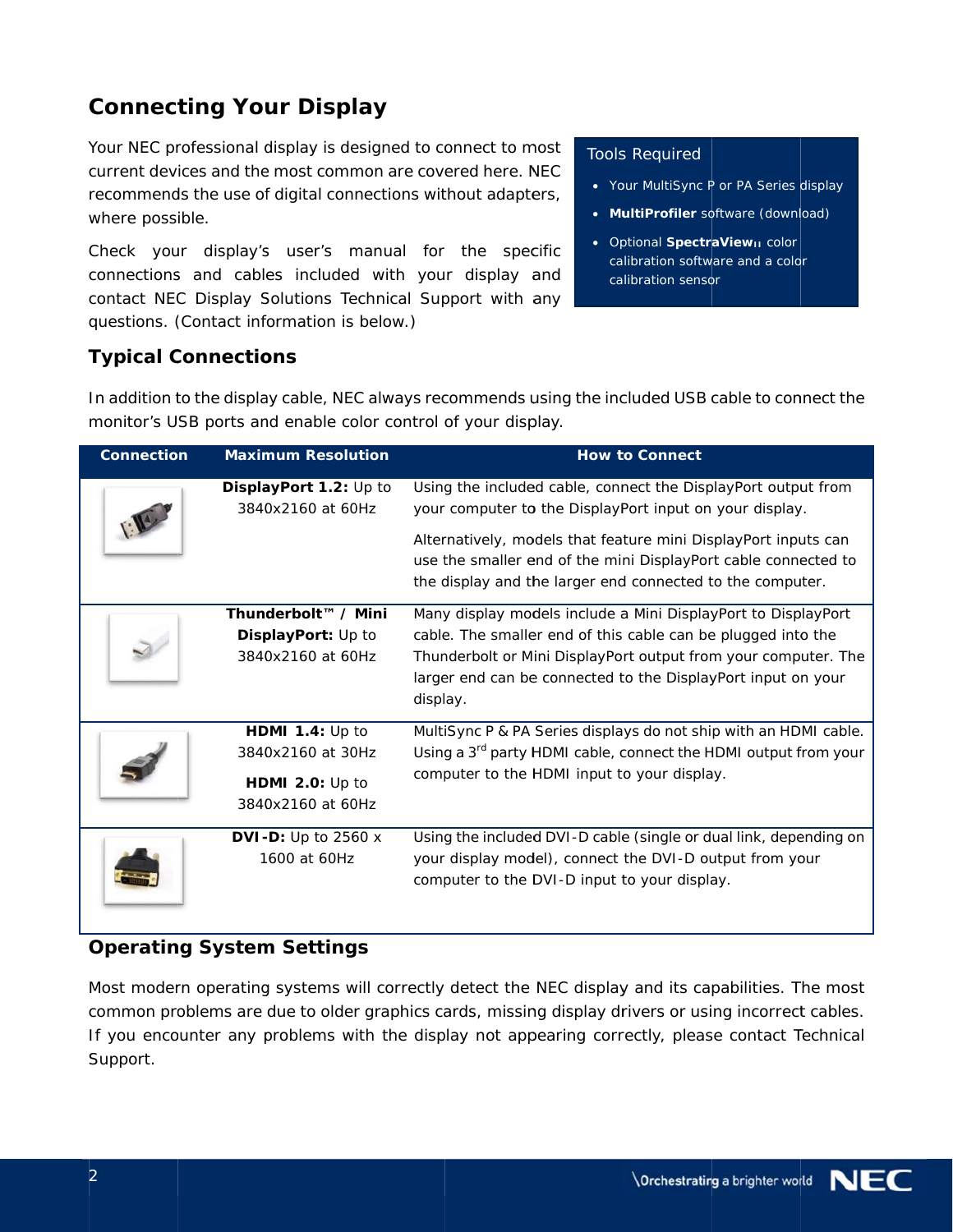## Connecting Your Display

Your NEC professional display is designed to connect to most current devices and the most common are covered here. NEC recommends the use of digital connections without adapters, where possible.

Check your display's user's manual for the specific connections and cables included with your display and contact NEC Display Solutions Technical Support with any questions. (Contact information is below.)

**Tools Required**

- Your MultiSync P or PA Series display
- **MultiProfiler** software (download)
- Optional **SpectraView II** color calibration software and a color calibration sensor

### Typical Connections

In addition to the display cable, NEC always recommends using the included USB cable to connect the monitor's USB ports and enable color control of your display.

| Connection | Maximum Resolution | How to Connect |
|---|---|---|
| | **DisplayPort 1.2:** Up to 3840x2160 at 60Hz | Using the included cable, connect the DisplayPort output from your computer to the DisplayPort input on your display. Alternatively, models that feature mini DisplayPort inputs can use the smaller end of the mini DisplayPort cable connected to the display and the larger end connected to the computer. |
| | **Thunderbolt™ / Mini DisplayPort:** Up to 3840x2160 at 60Hz | Many display models include a Mini DisplayPort to DisplayPort cable. The smaller end of this cable can be plugged into the Thunderbolt or Mini DisplayPort output from your computer. The larger end can be connected to the DisplayPort input on your display. |
| | **HDMI 1.4:** Up to 3840x2160 at 30Hz<br>**HDMI 2.0:** Up to 3840x2160 at 60Hz | MultiSync P & PA Series displays do not ship with an HDMI cable. Using a 3rd party HDMI cable, connect the HDMI output from your computer to the HDMI input to your display. |
| | **DVI-D:** Up to 2560 x 1600 at 60Hz | Using the included DVI-D cable (single or dual link, depending on your display model), connect the DVI-D output from your computer to the DVI-D input to your display. |

### Operating System Settings

Most modern operating systems will correctly detect the NEC display and its capabilities. The most common problems are due to older graphics cards, missing display drivers or using incorrect cables. If you encounter any problems with the display not appearing correctly, please contact Technical Support.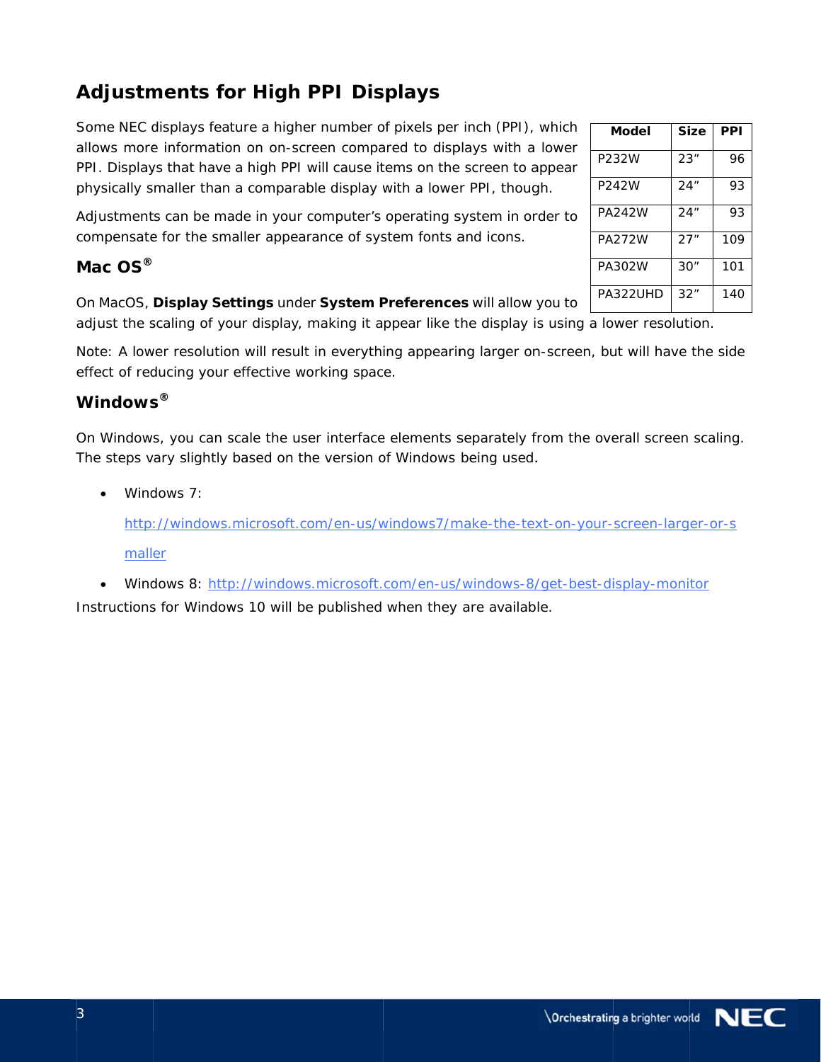## Adjustments for High PPI Displays

Some NEC displays feature a higher number of pixels per inch (PPI), which allows more information on on-screen compared to displays with a lower PPI. Displays that have a high PPI will cause items on the screen to appear physically smaller than a comparable display with a lower PPI, though.

| Model | Size | PPI |
|---|---|---|
| P232W | 23” | 96 |
| P242W | 24” | 93 |
| PA242W | 24” | 93 |
| PA272W | 27” | 109 |
| PA302W | 30” | 101 |
| PA322UHD | 32” | 140 |

Adjustments can be made in your computer’s operating system in order to compensate for the smaller appearance of system fonts and icons.

### Mac OS®

On MacOS, **Display Settings** under **System Preferences** will allow you to adjust the scaling of your display, making it appear like the display is using a lower resolution.

Note: A lower resolution will result in everything appearing larger on-screen, but will have the side effect of reducing your effective working space.

### Windows®

On Windows, you can scale the user interface elements separately from the overall screen scaling. The steps vary slightly based on the version of Windows being used.

- Windows 7:

  http://windows.microsoft.com/en-us/windows7/make-the-text-on-your-screen-larger-or-smaller

- Windows 8: http://windows.microsoft.com/en-us/windows-8/get-best-display-monitor

Instructions for Windows 10 will be published when they are available.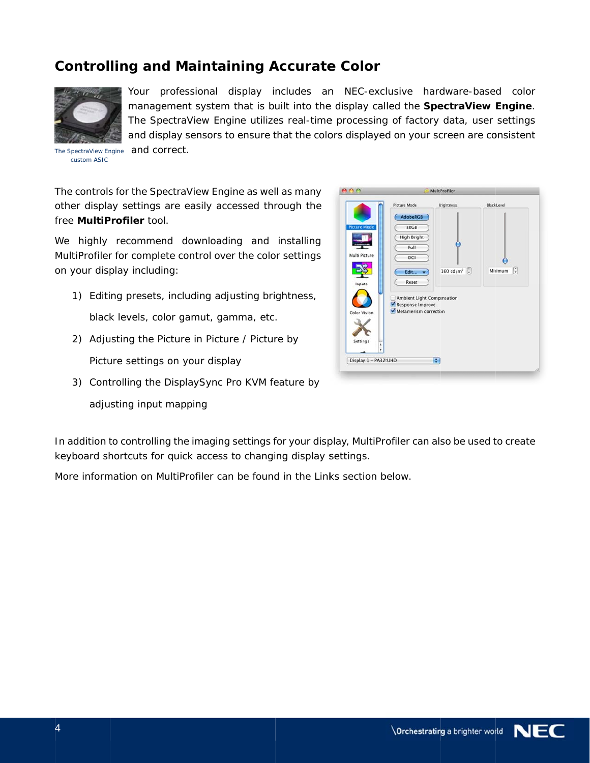## Controlling and Maintaining Accurate Color

The SpectraView Engine custom ASIC

Your professional display includes an NEC-exclusive hardware-based color management system that is built into the display called the **SpectraView Engine**. The SpectraView Engine utilizes real-time processing of factory data, user settings and display sensors to ensure that the colors displayed on your screen are consistent and correct.

The controls for the SpectraView Engine as well as many other display settings are easily accessed through the free **MultiProfiler** tool.

We highly recommend downloading and installing MultiProfiler for complete control over the color settings on your display including:

1) Editing presets, including adjusting brightness, black levels, color gamut, gamma, etc.
2) Adjusting the Picture in Picture / Picture by Picture settings on your display
3) Controlling the DisplaySync Pro KVM feature by adjusting input mapping

In addition to controlling the imaging settings for your display, MultiProfiler can also be used to create keyboard shortcuts for quick access to changing display settings.

More information on MultiProfiler can be found in the Links section below.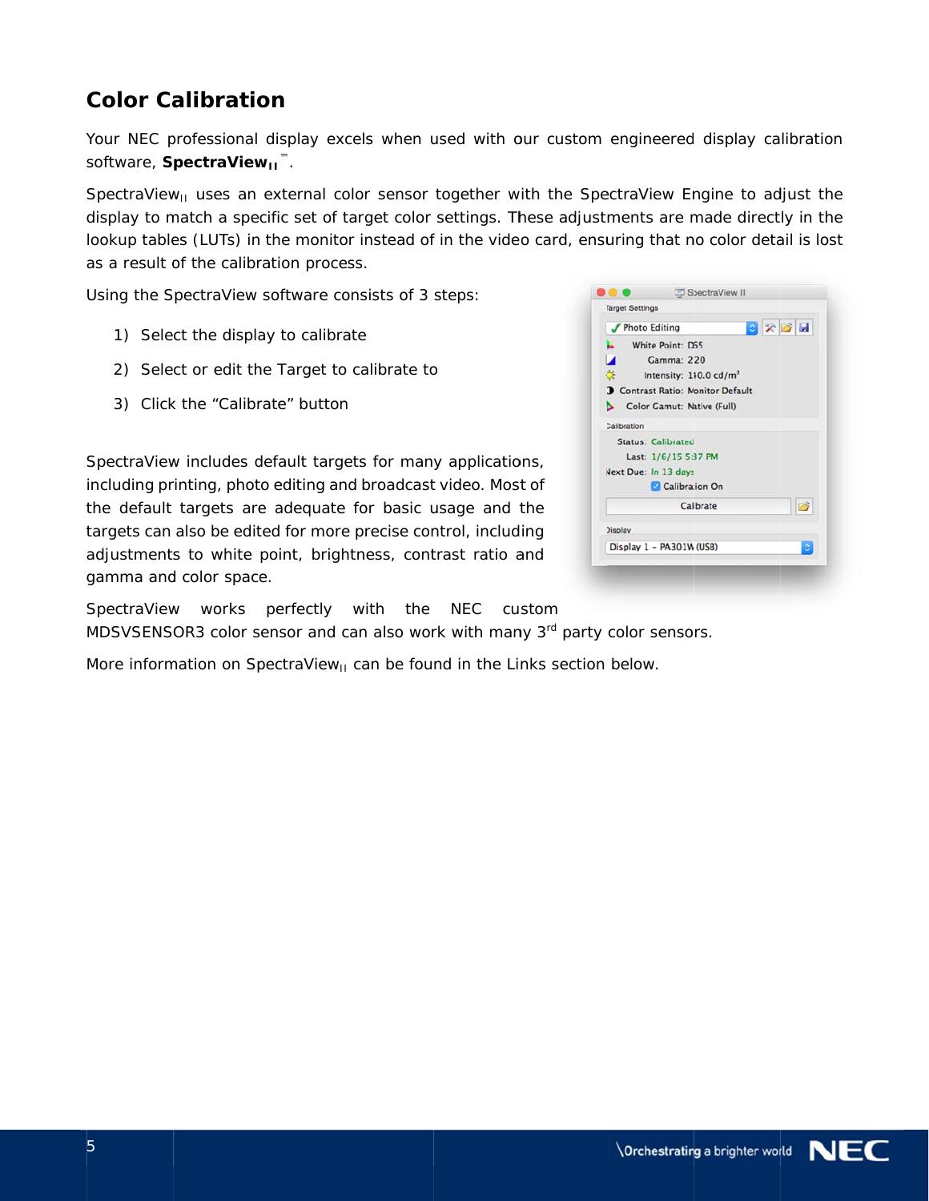## Color Calibration

Your NEC professional display excels when used with our custom engineered display calibration software, **SpectraView$_{II}$™**.

SpectraView$_{II}$ uses an external color sensor together with the SpectraView Engine to adjust the display to match a specific set of target color settings. These adjustments are made directly in the lookup tables (LUTs) in the monitor instead of in the video card, ensuring that no color detail is lost as a result of the calibration process.

Using the SpectraView software consists of 3 steps:

1) Select the display to calibrate
2) Select or edit the Target to calibrate to
3) Click the “Calibrate” button

SpectraView includes default targets for many applications, including printing, photo editing and broadcast video. Most of the default targets are adequate for basic usage and the targets can also be edited for more precise control, including adjustments to white point, brightness, contrast ratio and gamma and color space.

SpectraView works perfectly with the NEC custom MDSVSENSOR3 color sensor and can also work with many 3rd party color sensors.

More information on SpectraView$_{II}$ can be found in the Links section below.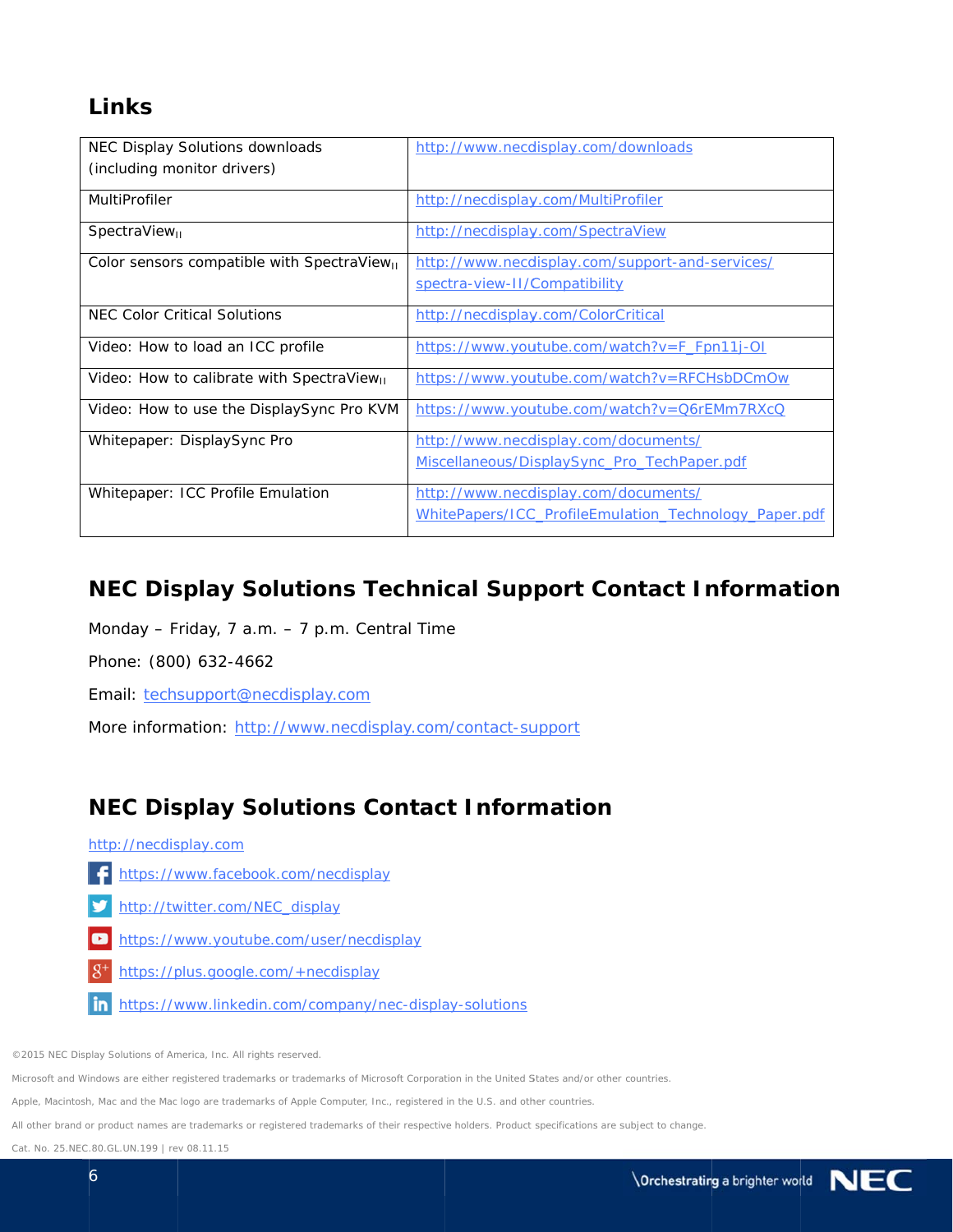## Links

| | |
|---|---|
| NEC Display Solutions downloads (including monitor drivers) | http://www.necdisplay.com/downloads |
| MultiProfiler | http://necdisplay.com/MultiProfiler |
| SpectraView$_{II}$ | http://necdisplay.com/SpectraView |
| Color sensors compatible with SpectraView$_{II}$ | http://www.necdisplay.com/support-and-services/spectra-view-II/Compatibility |
| NEC Color Critical Solutions | http://necdisplay.com/ColorCritical |
| Video: How to load an ICC profile | https://www.youtube.com/watch?v=F_Fpn11j-OI |
| Video: How to calibrate with SpectraView$_{II}$ | https://www.youtube.com/watch?v=RFCHsbDCmOw |
| Video: How to use the DisplaySync Pro KVM | https://www.youtube.com/watch?v=Q6rEMm7RXcQ |
| Whitepaper: DisplaySync Pro | http://www.necdisplay.com/documents/Miscellaneous/DisplaySync_Pro_TechPaper.pdf |
| Whitepaper: ICC Profile Emulation | http://www.necdisplay.com/documents/WhitePapers/ICC_ProfileEmulation_Technology_Paper.pdf |

## NEC Display Solutions Technical Support Contact Information

Monday – Friday, 7 a.m. – 7 p.m. Central Time

Phone: (800) 632-4662

Email: techsupport@necdisplay.com

More information: http://www.necdisplay.com/contact-support

## NEC Display Solutions Contact Information

http://necdisplay.com

https://www.facebook.com/necdisplay

http://twitter.com/NEC_display

https://www.youtube.com/user/necdisplay

https://plus.google.com/+necdisplay

https://www.linkedin.com/company/nec-display-solutions

©2015 NEC Display Solutions of America, Inc. All rights reserved.

Microsoft and Windows are either registered trademarks or trademarks of Microsoft Corporation in the United States and/or other countries.

Apple, Macintosh, Mac and the Mac logo are trademarks of Apple Computer, Inc., registered in the U.S. and other countries.

All other brand or product names are trademarks or registered trademarks of their respective holders. Product specifications are subject to change.

Cat. No. 25.NEC.80.GL.UN.199 | rev 08.11.15

\Orchestrating a brighter world NEC